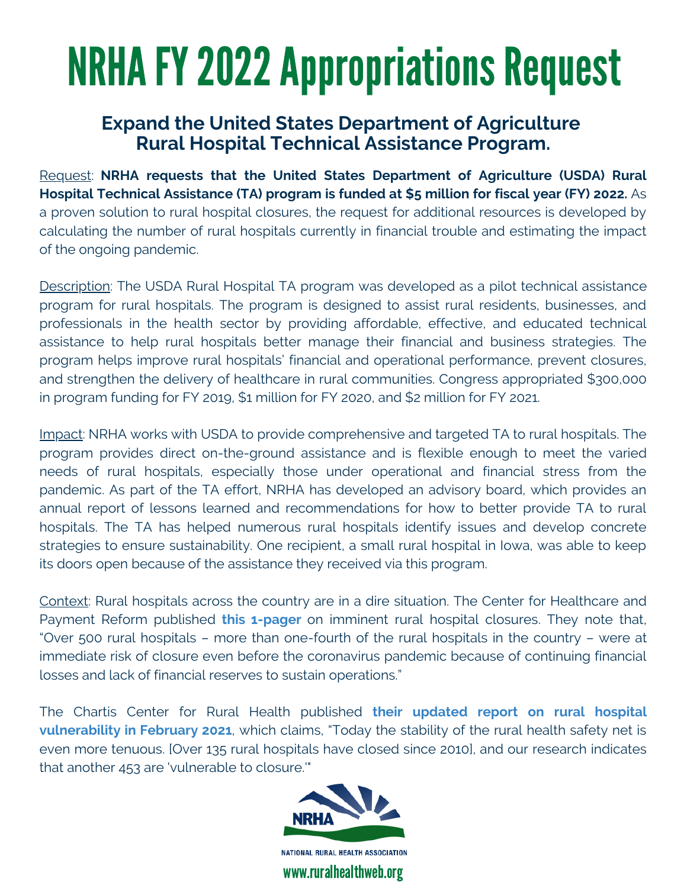# NRHA FY 2022 Appropriations Request

## Expand the United States Department of Agriculture Rural Hospital Technical Assistance Program.

Request: **NRHA requests that the United States Department of Agriculture (USDA) Rural Hospital Technical Assistance (TA) program is funded at $5 million for fiscal year (FY) 2022.** As a proven solution to rural hospital closures, the request for additional resources is developed by calculating the number of rural hospitals currently in financial trouble and estimating the impact of the ongoing pandemic.

Description: The USDA Rural Hospital TA program was developed as a pilot technical assistance program for rural hospitals. The program is designed to assist rural residents, businesses, and professionals in the health sector by providing affordable, effective, and educated technical assistance to help rural hospitals better manage their financial and business strategies. The program helps improve rural hospitals' financial and operational performance, prevent closures, and strengthen the delivery of healthcare in rural communities. Congress appropriated $300,000 in program funding for FY 2019, $1 million for FY 2020, and $2 million for FY 2021.

Impact: NRHA works with USDA to provide comprehensive and targeted TA to rural hospitals. The program provides direct on-the-ground assistance and is flexible enough to meet the varied needs of rural hospitals, especially those under operational and financial stress from the pandemic. As part of the TA effort, NRHA has developed an advisory board, which provides an annual report of lessons learned and recommendations for how to better provide TA to rural hospitals. The TA has helped numerous rural hospitals identify issues and develop concrete strategies to ensure sustainability. One recipient, a small rural hospital in Iowa, was able to keep its doors open because of the assistance they received via this program.

Context: Rural hospitals across the country are in a dire situation. The Center for Healthcare and Payment Reform published **this 1-pager** on imminent rural hospital closures. They note that, "Over 500 rural hospitals – more than one-fourth of the rural hospitals in the country – were at immediate risk of closure even before the coronavirus pandemic because of continuing financial losses and lack of financial reserves to sustain operations."

The Chartis Center for Rural Health published **their updated report on rural hospital vulnerability in February 2021**, which claims, "Today the stability of the rural health safety net is even more tenuous. [Over 135 rural hospitals have closed since 2010], and our research indicates that another 453 are 'vulnerable to closure.'"

NRHA

NATIONAL RURAL HEALTH ASSOCIATION

www.ruralhealthweb.org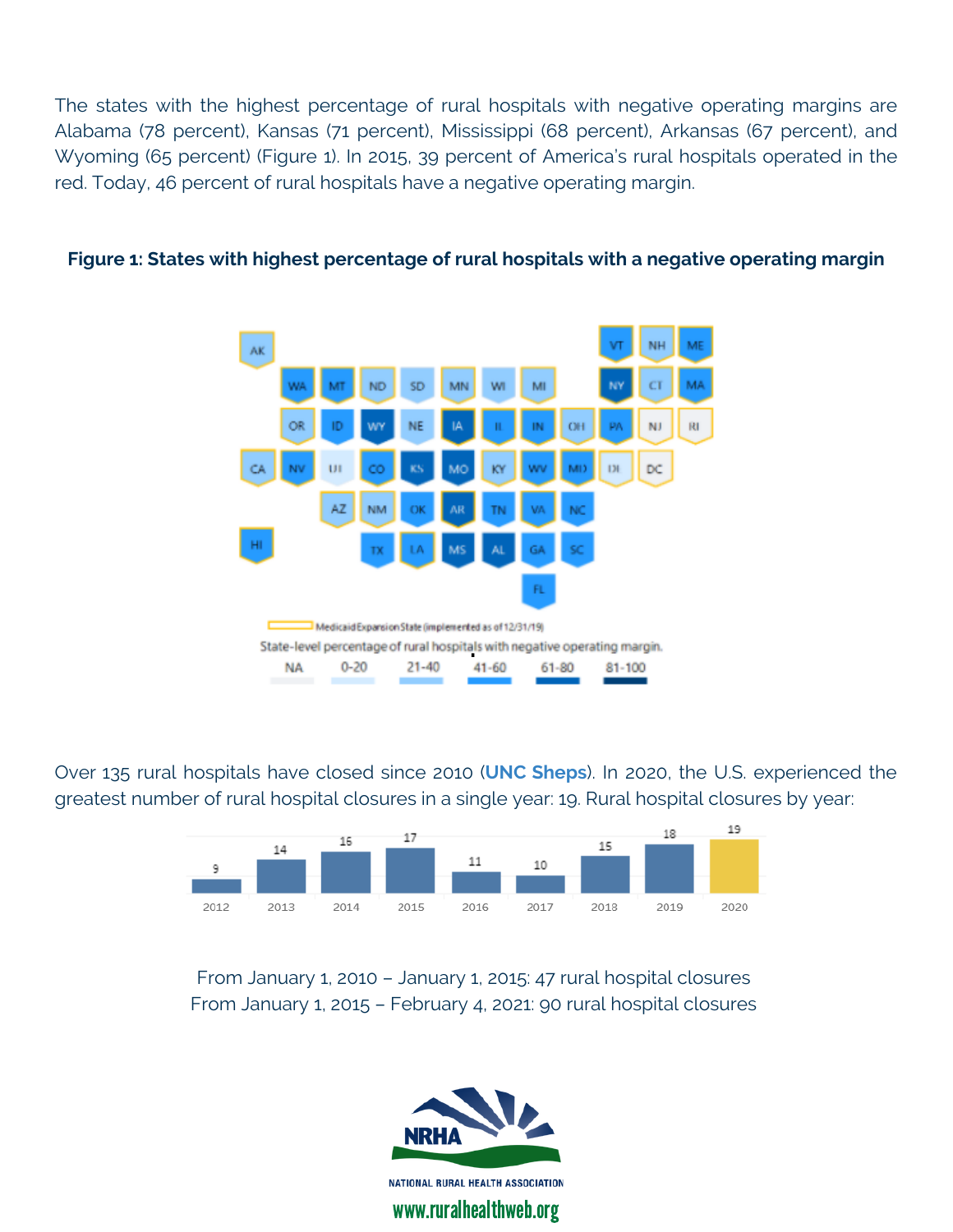The states with the highest percentage of rural hospitals with negative operating margins are Alabama (78 percent), Kansas (71 percent), Mississippi (68 percent), Arkansas (67 percent), and Wyoming (65 percent) (Figure 1). In 2015, 39 percent of America's rural hospitals operated in the red. Today, 46 percent of rural hospitals have a negative operating margin.

**Figure 1: States with highest percentage of rural hospitals with a negative operating margin**

Over 135 rural hospitals have closed since 2010 (**UNC Sheps**). In 2020, the U.S. experienced the greatest number of rural hospital closures in a single year: 19. Rural hospital closures by year:

| 2012 | 2013 | 2014 | 2015 | 2016 | 2017 | 2018 | 2019 | 2020 |
|---|---|---|---|---|---|---|---|---|
| 9 | 14 | 16 | 17 | 11 | 10 | 15 | 18 | 19 |

From January 1, 2010 – January 1, 2015: 47 rural hospital closures
From January 1, 2015 – February 4, 2021: 90 rural hospital closures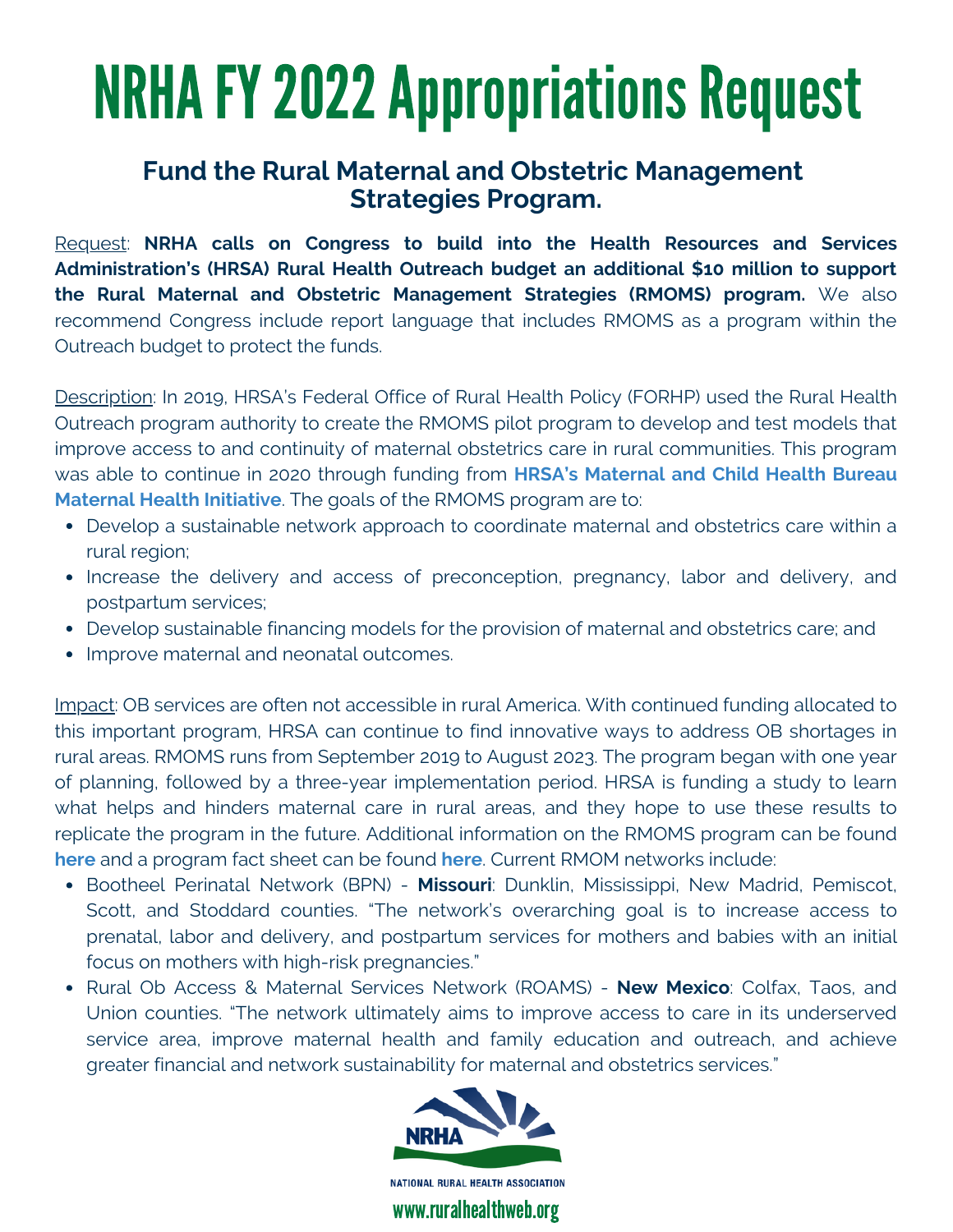# NRHA FY 2022 Appropriations Request

## Fund the Rural Maternal and Obstetric Management Strategies Program.

Request: **NRHA calls on Congress to build into the Health Resources and Services Administration's (HRSA) Rural Health Outreach budget an additional $10 million to support the Rural Maternal and Obstetric Management Strategies (RMOMS) program.** We also recommend Congress include report language that includes RMOMS as a program within the Outreach budget to protect the funds.

Description: In 2019, HRSA's Federal Office of Rural Health Policy (FORHP) used the Rural Health Outreach program authority to create the RMOMS pilot program to develop and test models that improve access to and continuity of maternal obstetrics care in rural communities. This program was able to continue in 2020 through funding from **HRSA's Maternal and Child Health Bureau Maternal Health Initiative**. The goals of the RMOMS program are to:

- Develop a sustainable network approach to coordinate maternal and obstetrics care within a rural region;
- Increase the delivery and access of preconception, pregnancy, labor and delivery, and postpartum services;
- Develop sustainable financing models for the provision of maternal and obstetrics care; and
- Improve maternal and neonatal outcomes.

Impact: OB services are often not accessible in rural America. With continued funding allocated to this important program, HRSA can continue to find innovative ways to address OB shortages in rural areas. RMOMS runs from September 2019 to August 2023. The program began with one year of planning, followed by a three-year implementation period. HRSA is funding a study to learn what helps and hinders maternal care in rural areas, and they hope to use these results to replicate the program in the future. Additional information on the RMOMS program can be found **here** and a program fact sheet can be found **here**. Current RMOM networks include:

- Bootheel Perinatal Network (BPN) - **Missouri**: Dunklin, Mississippi, New Madrid, Pemiscot, Scott, and Stoddard counties. "The network's overarching goal is to increase access to prenatal, labor and delivery, and postpartum services for mothers and babies with an initial focus on mothers with high-risk pregnancies."
- Rural Ob Access & Maternal Services Network (ROAMS) - **New Mexico**: Colfax, Taos, and Union counties. "The network ultimately aims to improve access to care in its underserved service area, improve maternal health and family education and outreach, and achieve greater financial and network sustainability for maternal and obstetrics services."

NRHA

NATIONAL RURAL HEALTH ASSOCIATION

www.ruralhealthweb.org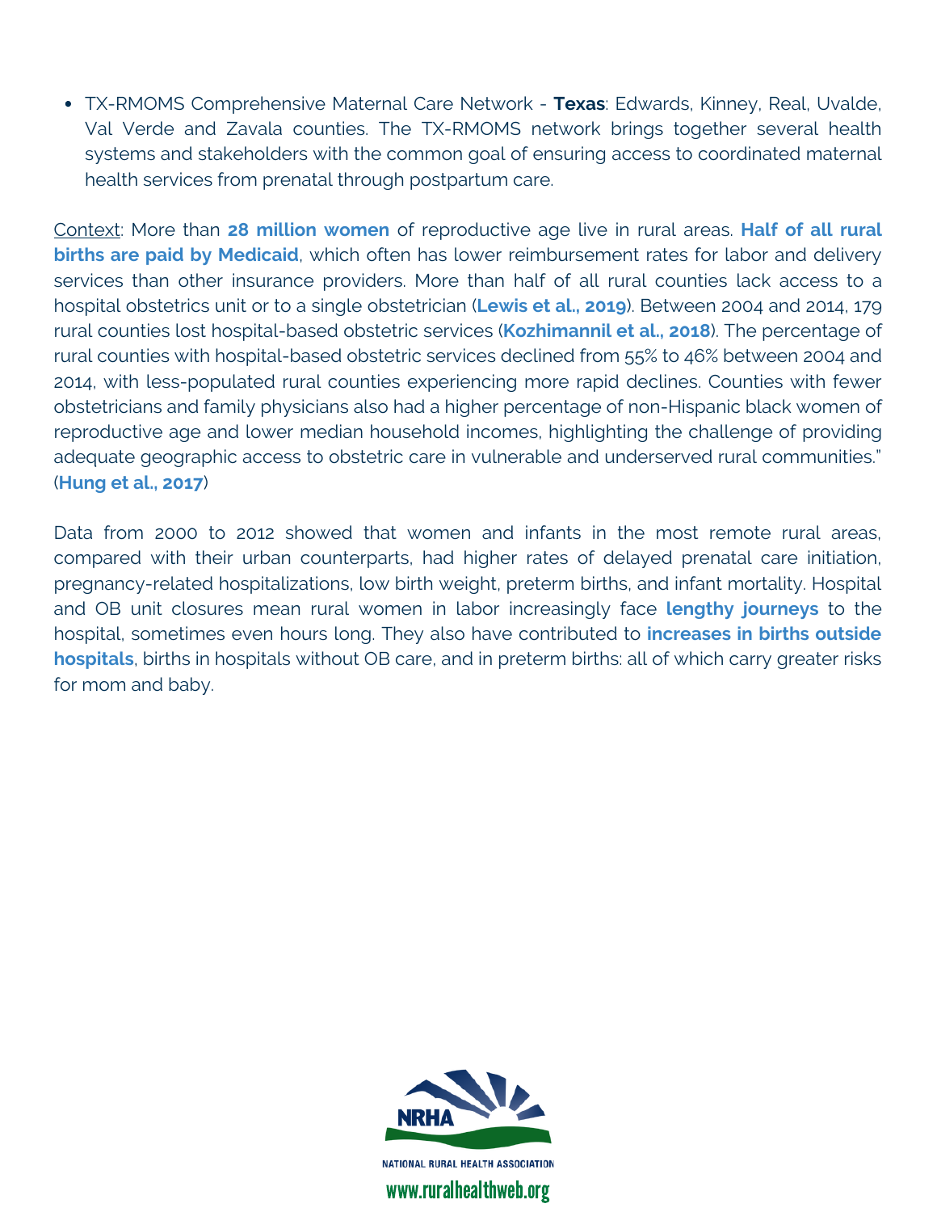- TX-RMOMS Comprehensive Maternal Care Network - **Texas**: Edwards, Kinney, Real, Uvalde, Val Verde and Zavala counties. The TX-RMOMS network brings together several health systems and stakeholders with the common goal of ensuring access to coordinated maternal health services from prenatal through postpartum care.

Context: More than **28 million women** of reproductive age live in rural areas. **Half of all rural births are paid by Medicaid**, which often has lower reimbursement rates for labor and delivery services than other insurance providers. More than half of all rural counties lack access to a hospital obstetrics unit or to a single obstetrician (**Lewis et al., 2019**). Between 2004 and 2014, 179 rural counties lost hospital-based obstetric services (**Kozhimannil et al., 2018**). The percentage of rural counties with hospital-based obstetric services declined from 55% to 46% between 2004 and 2014, with less-populated rural counties experiencing more rapid declines. Counties with fewer obstetricians and family physicians also had a higher percentage of non-Hispanic black women of reproductive age and lower median household incomes, highlighting the challenge of providing adequate geographic access to obstetric care in vulnerable and underserved rural communities." (**Hung et al., 2017**)

Data from 2000 to 2012 showed that women and infants in the most remote rural areas, compared with their urban counterparts, had higher rates of delayed prenatal care initiation, pregnancy-related hospitalizations, low birth weight, preterm births, and infant mortality. Hospital and OB unit closures mean rural women in labor increasingly face **lengthy journeys** to the hospital, sometimes even hours long. They also have contributed to **increases in births outside hospitals**, births in hospitals without OB care, and in preterm births: all of which carry greater risks for mom and baby.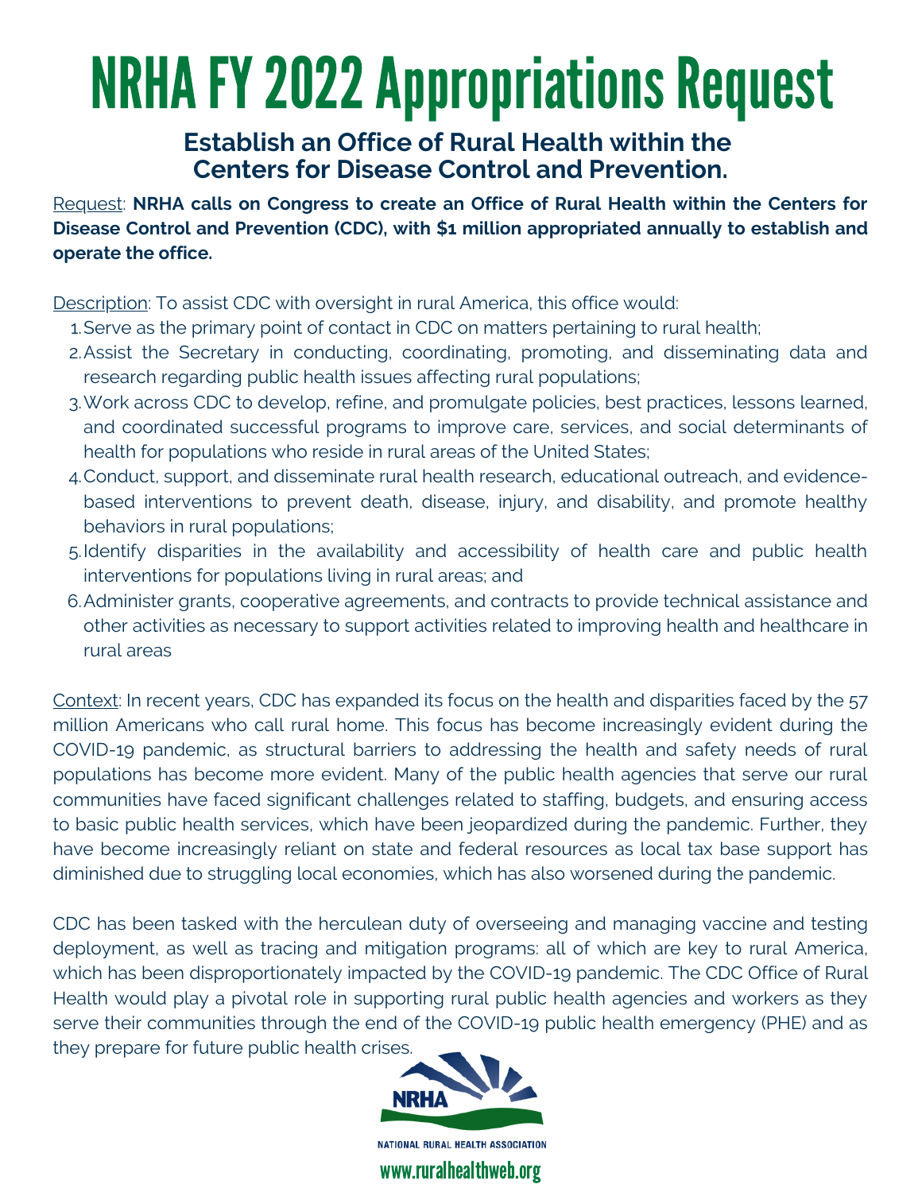# NRHA FY 2022 Appropriations Request

## Establish an Office of Rural Health within the Centers for Disease Control and Prevention.

Request: **NRHA calls on Congress to create an Office of Rural Health within the Centers for Disease Control and Prevention (CDC), with $1 million appropriated annually to establish and operate the office.**

Description: To assist CDC with oversight in rural America, this office would:

1. Serve as the primary point of contact in CDC on matters pertaining to rural health;
2. Assist the Secretary in conducting, coordinating, promoting, and disseminating data and research regarding public health issues affecting rural populations;
3. Work across CDC to develop, refine, and promulgate policies, best practices, lessons learned, and coordinated successful programs to improve care, services, and social determinants of health for populations who reside in rural areas of the United States;
4. Conduct, support, and disseminate rural health research, educational outreach, and evidence-based interventions to prevent death, disease, injury, and disability, and promote healthy behaviors in rural populations;
5. Identify disparities in the availability and accessibility of health care and public health interventions for populations living in rural areas; and
6. Administer grants, cooperative agreements, and contracts to provide technical assistance and other activities as necessary to support activities related to improving health and healthcare in rural areas

Context: In recent years, CDC has expanded its focus on the health and disparities faced by the 57 million Americans who call rural home. This focus has become increasingly evident during the COVID-19 pandemic, as structural barriers to addressing the health and safety needs of rural populations has become more evident. Many of the public health agencies that serve our rural communities have faced significant challenges related to staffing, budgets, and ensuring access to basic public health services, which have been jeopardized during the pandemic. Further, they have become increasingly reliant on state and federal resources as local tax base support has diminished due to struggling local economies, which has also worsened during the pandemic.

CDC has been tasked with the herculean duty of overseeing and managing vaccine and testing deployment, as well as tracing and mitigation programs: all of which are key to rural America, which has been disproportionately impacted by the COVID-19 pandemic. The CDC Office of Rural Health would play a pivotal role in supporting rural public health agencies and workers as they serve their communities through the end of the COVID-19 public health emergency (PHE) and as they prepare for future public health crises.

NRHA

NATIONAL RURAL HEALTH ASSOCIATION

www.ruralhealthweb.org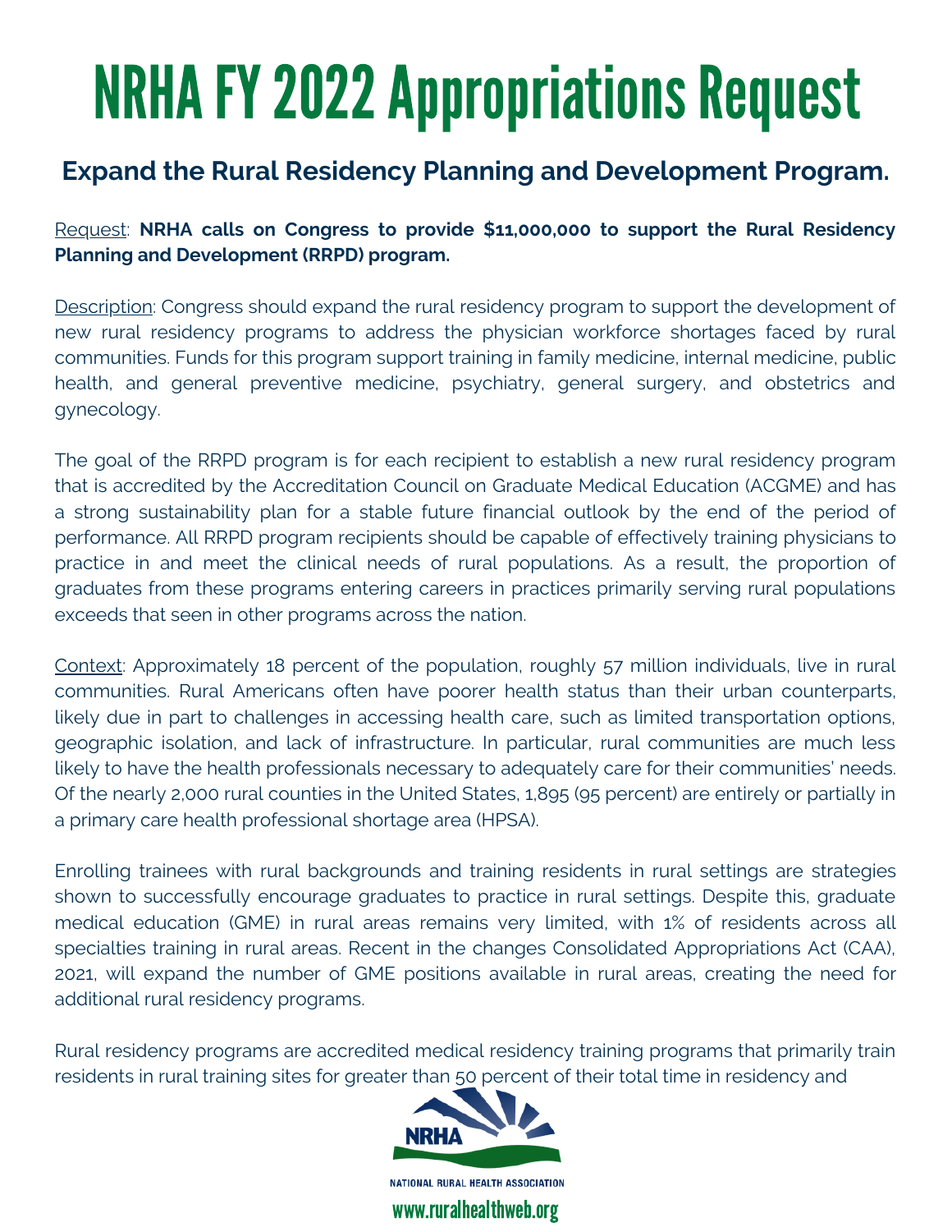# NRHA FY 2022 Appropriations Request

## Expand the Rural Residency Planning and Development Program.

Request: **NRHA calls on Congress to provide $11,000,000 to support the Rural Residency Planning and Development (RRPD) program.**

Description: Congress should expand the rural residency program to support the development of new rural residency programs to address the physician workforce shortages faced by rural communities. Funds for this program support training in family medicine, internal medicine, public health, and general preventive medicine, psychiatry, general surgery, and obstetrics and gynecology.

The goal of the RRPD program is for each recipient to establish a new rural residency program that is accredited by the Accreditation Council on Graduate Medical Education (ACGME) and has a strong sustainability plan for a stable future financial outlook by the end of the period of performance. All RRPD program recipients should be capable of effectively training physicians to practice in and meet the clinical needs of rural populations. As a result, the proportion of graduates from these programs entering careers in practices primarily serving rural populations exceeds that seen in other programs across the nation.

Context: Approximately 18 percent of the population, roughly 57 million individuals, live in rural communities. Rural Americans often have poorer health status than their urban counterparts, likely due in part to challenges in accessing health care, such as limited transportation options, geographic isolation, and lack of infrastructure. In particular, rural communities are much less likely to have the health professionals necessary to adequately care for their communities' needs. Of the nearly 2,000 rural counties in the United States, 1,895 (95 percent) are entirely or partially in a primary care health professional shortage area (HPSA).

Enrolling trainees with rural backgrounds and training residents in rural settings are strategies shown to successfully encourage graduates to practice in rural settings. Despite this, graduate medical education (GME) in rural areas remains very limited, with 1% of residents across all specialties training in rural areas. Recent in the changes Consolidated Appropriations Act (CAA), 2021, will expand the number of GME positions available in rural areas, creating the need for additional rural residency programs.

Rural residency programs are accredited medical residency training programs that primarily train residents in rural training sites for greater than 50 percent of their total time in residency and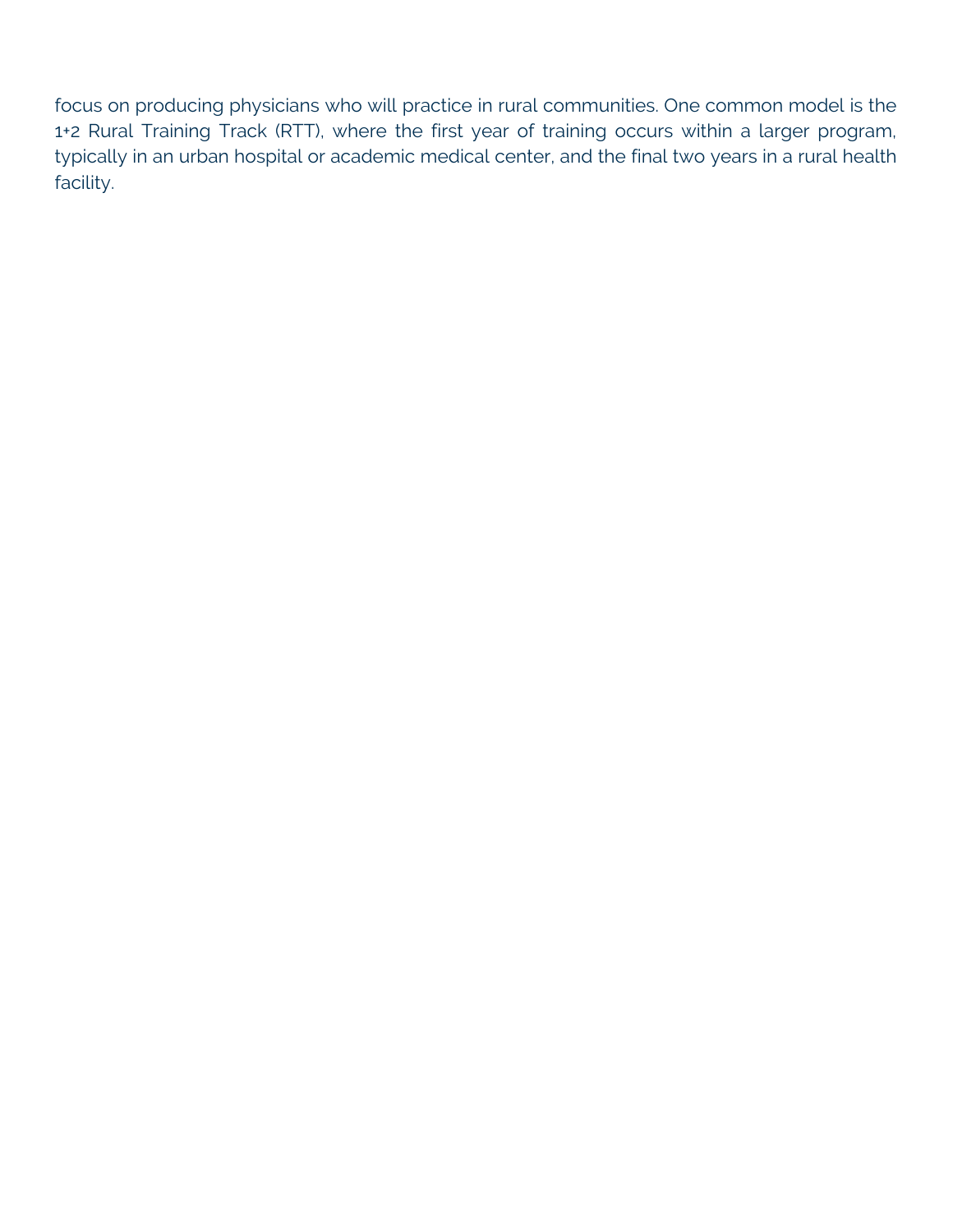focus on producing physicians who will practice in rural communities. One common model is the 1+2 Rural Training Track (RTT), where the first year of training occurs within a larger program, typically in an urban hospital or academic medical center, and the final two years in a rural health facility.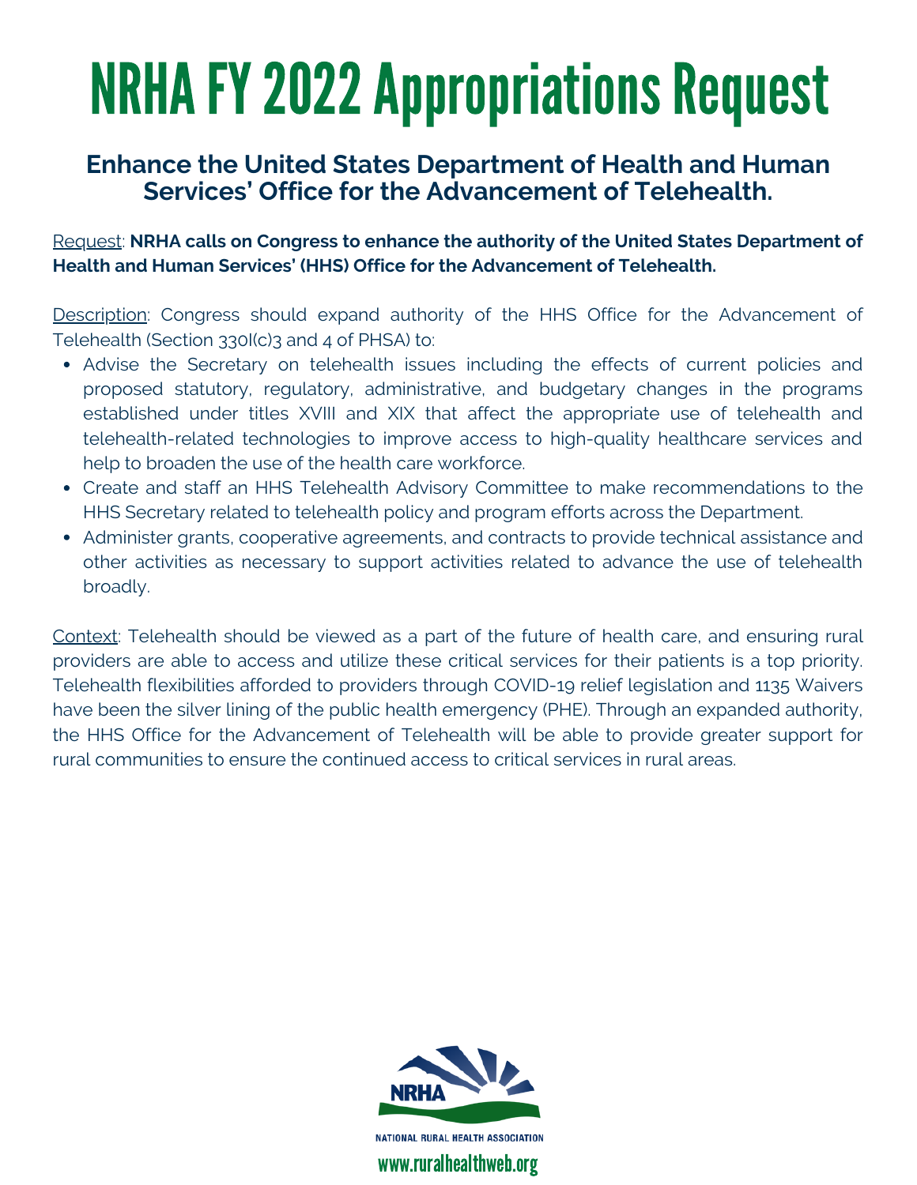# NRHA FY 2022 Appropriations Request

## Enhance the United States Department of Health and Human Services' Office for the Advancement of Telehealth.

Request: **NRHA calls on Congress to enhance the authority of the United States Department of Health and Human Services' (HHS) Office for the Advancement of Telehealth.**

Description: Congress should expand authority of the HHS Office for the Advancement of Telehealth (Section 330I(c)3 and 4 of PHSA) to:

- Advise the Secretary on telehealth issues including the effects of current policies and proposed statutory, regulatory, administrative, and budgetary changes in the programs established under titles XVIII and XIX that affect the appropriate use of telehealth and telehealth-related technologies to improve access to high-quality healthcare services and help to broaden the use of the health care workforce.
- Create and staff an HHS Telehealth Advisory Committee to make recommendations to the HHS Secretary related to telehealth policy and program efforts across the Department.
- Administer grants, cooperative agreements, and contracts to provide technical assistance and other activities as necessary to support activities related to advance the use of telehealth broadly.

Context: Telehealth should be viewed as a part of the future of health care, and ensuring rural providers are able to access and utilize these critical services for their patients is a top priority. Telehealth flexibilities afforded to providers through COVID-19 relief legislation and 1135 Waivers have been the silver lining of the public health emergency (PHE). Through an expanded authority, the HHS Office for the Advancement of Telehealth will be able to provide greater support for rural communities to ensure the continued access to critical services in rural areas.

NRHA

NATIONAL RURAL HEALTH ASSOCIATION

www.ruralhealthweb.org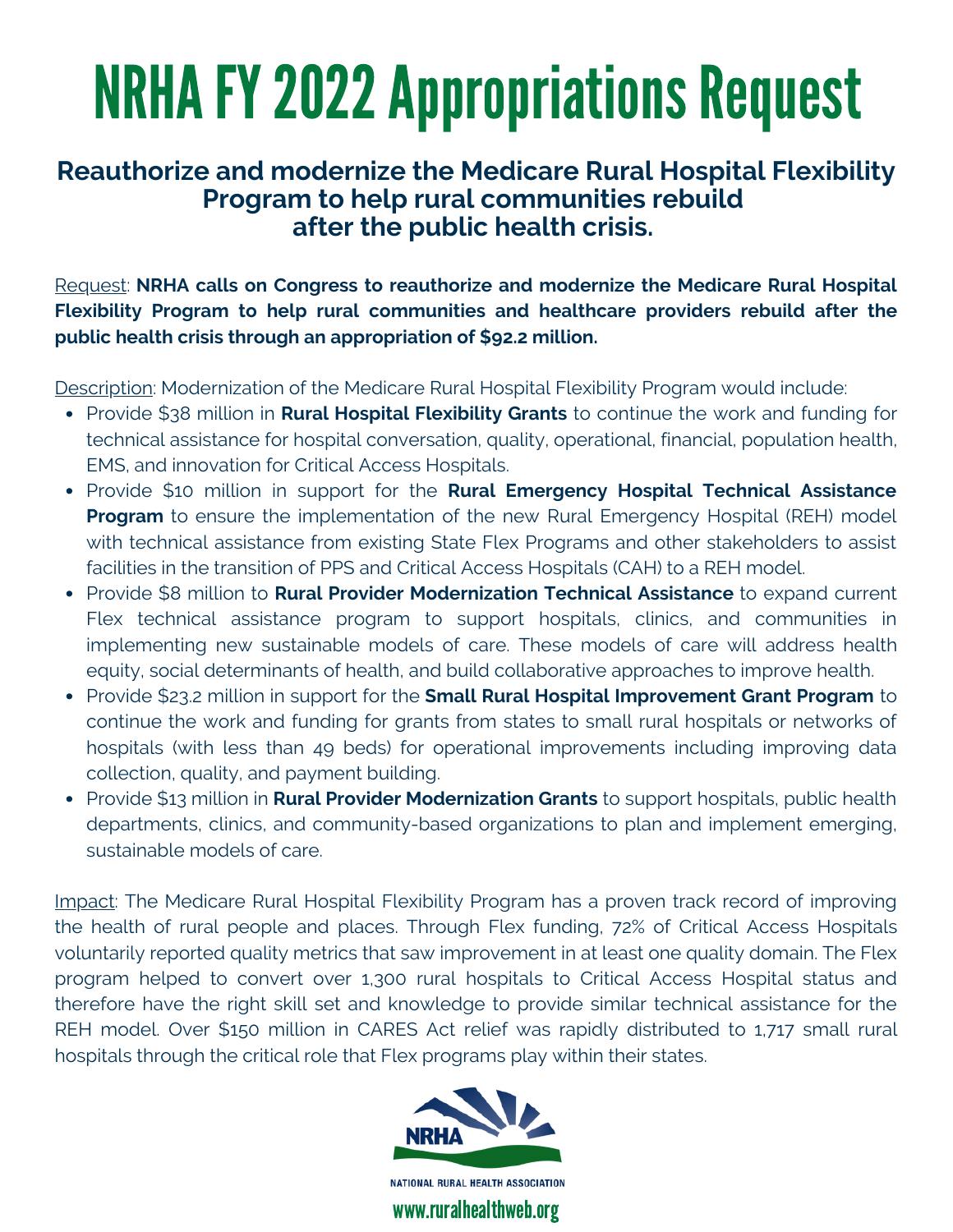# NRHA FY 2022 Appropriations Request

## Reauthorize and modernize the Medicare Rural Hospital Flexibility Program to help rural communities rebuild after the public health crisis.

Request: **NRHA calls on Congress to reauthorize and modernize the Medicare Rural Hospital Flexibility Program to help rural communities and healthcare providers rebuild after the public health crisis through an appropriation of $92.2 million.**

Description: Modernization of the Medicare Rural Hospital Flexibility Program would include:

- Provide $38 million in **Rural Hospital Flexibility Grants** to continue the work and funding for technical assistance for hospital conversation, quality, operational, financial, population health, EMS, and innovation for Critical Access Hospitals.
- Provide $10 million in support for the **Rural Emergency Hospital Technical Assistance Program** to ensure the implementation of the new Rural Emergency Hospital (REH) model with technical assistance from existing State Flex Programs and other stakeholders to assist facilities in the transition of PPS and Critical Access Hospitals (CAH) to a REH model.
- Provide $8 million to **Rural Provider Modernization Technical Assistance** to expand current Flex technical assistance program to support hospitals, clinics, and communities in implementing new sustainable models of care. These models of care will address health equity, social determinants of health, and build collaborative approaches to improve health.
- Provide $23.2 million in support for the **Small Rural Hospital Improvement Grant Program** to continue the work and funding for grants from states to small rural hospitals or networks of hospitals (with less than 49 beds) for operational improvements including improving data collection, quality, and payment building.
- Provide $13 million in **Rural Provider Modernization Grants** to support hospitals, public health departments, clinics, and community-based organizations to plan and implement emerging, sustainable models of care.

Impact: The Medicare Rural Hospital Flexibility Program has a proven track record of improving the health of rural people and places. Through Flex funding, 72% of Critical Access Hospitals voluntarily reported quality metrics that saw improvement in at least one quality domain. The Flex program helped to convert over 1,300 rural hospitals to Critical Access Hospital status and therefore have the right skill set and knowledge to provide similar technical assistance for the REH model. Over $150 million in CARES Act relief was rapidly distributed to 1,717 small rural hospitals through the critical role that Flex programs play within their states.

NRHA

NATIONAL RURAL HEALTH ASSOCIATION

www.ruralhealthweb.org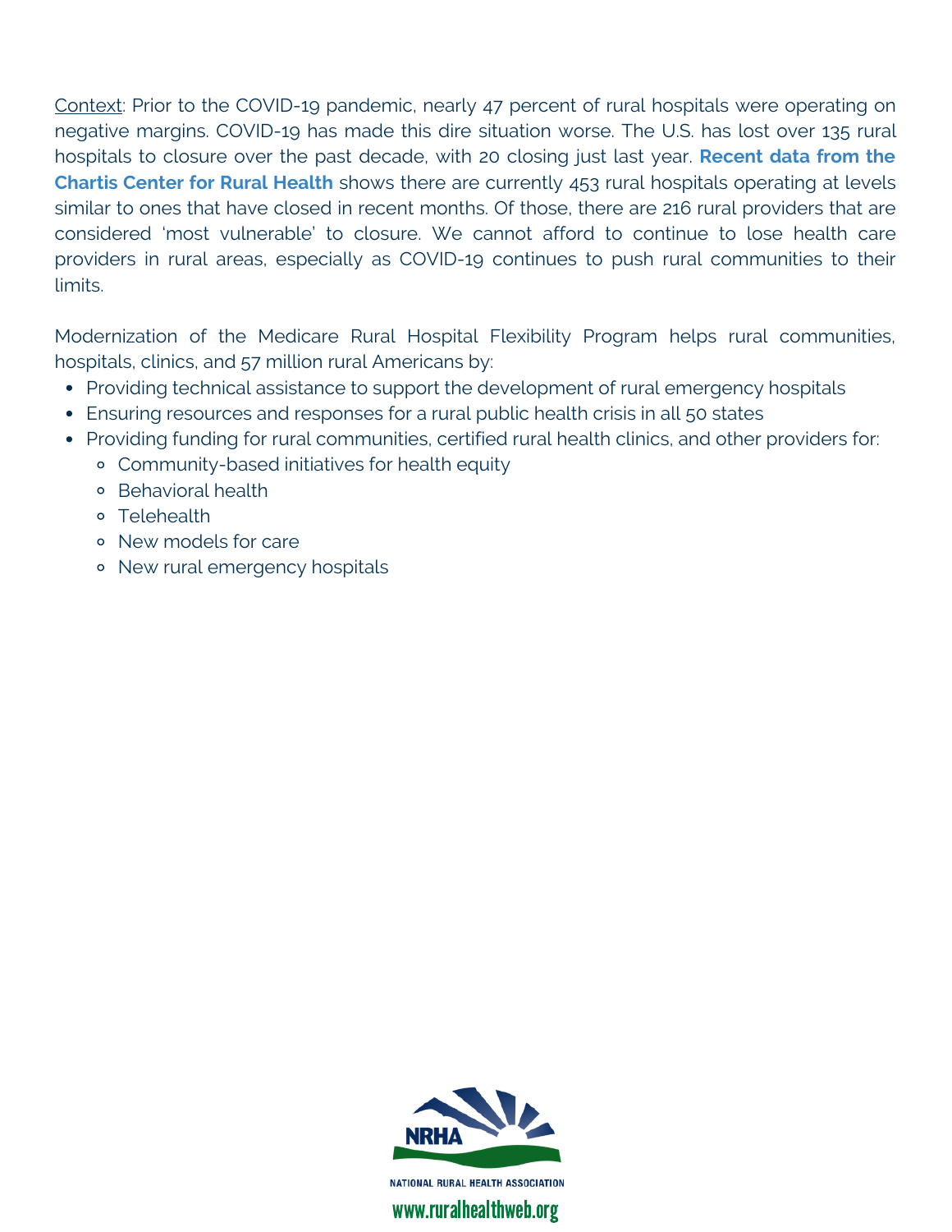<u>Context</u>: Prior to the COVID-19 pandemic, nearly 47 percent of rural hospitals were operating on negative margins. COVID-19 has made this dire situation worse. The U.S. has lost over 135 rural hospitals to closure over the past decade, with 20 closing just last year. **Recent data from the Chartis Center for Rural Health** shows there are currently 453 rural hospitals operating at levels similar to ones that have closed in recent months. Of those, there are 216 rural providers that are considered 'most vulnerable' to closure. We cannot afford to continue to lose health care providers in rural areas, especially as COVID-19 continues to push rural communities to their limits.

Modernization of the Medicare Rural Hospital Flexibility Program helps rural communities, hospitals, clinics, and 57 million rural Americans by:

- Providing technical assistance to support the development of rural emergency hospitals
- Ensuring resources and responses for a rural public health crisis in all 50 states
- Providing funding for rural communities, certified rural health clinics, and other providers for:
  - Community-based initiatives for health equity
  - Behavioral health
  - Telehealth
  - New models for care
  - New rural emergency hospitals

NRHA

NATIONAL RURAL HEALTH ASSOCIATION

www.ruralhealthweb.org